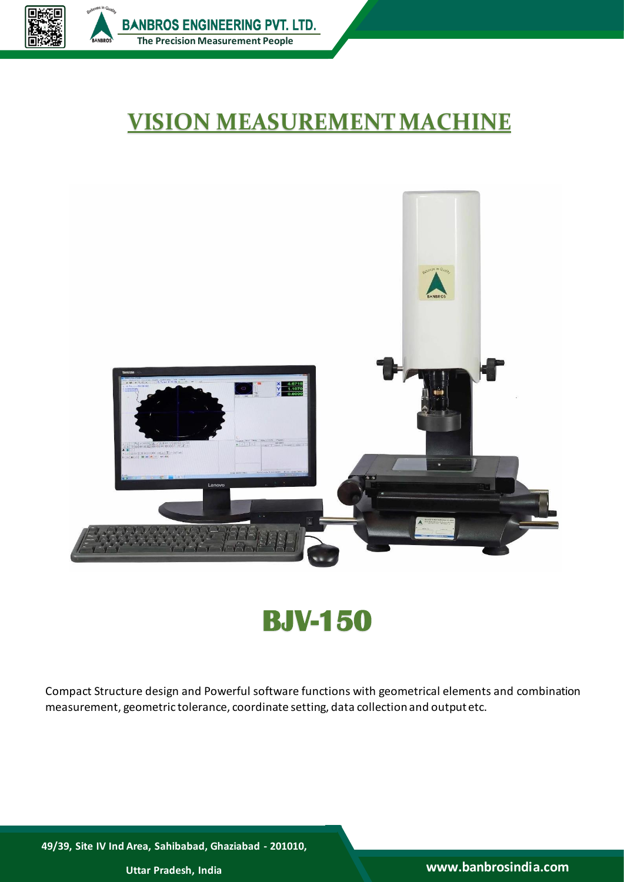# VISION MEASUREMENT MACHINE

## BJV-150

Compact Structure design and Powerful software functions with geometrical elements and combination measurement, geometric tolerance, coordinate setting, data collection and output etc.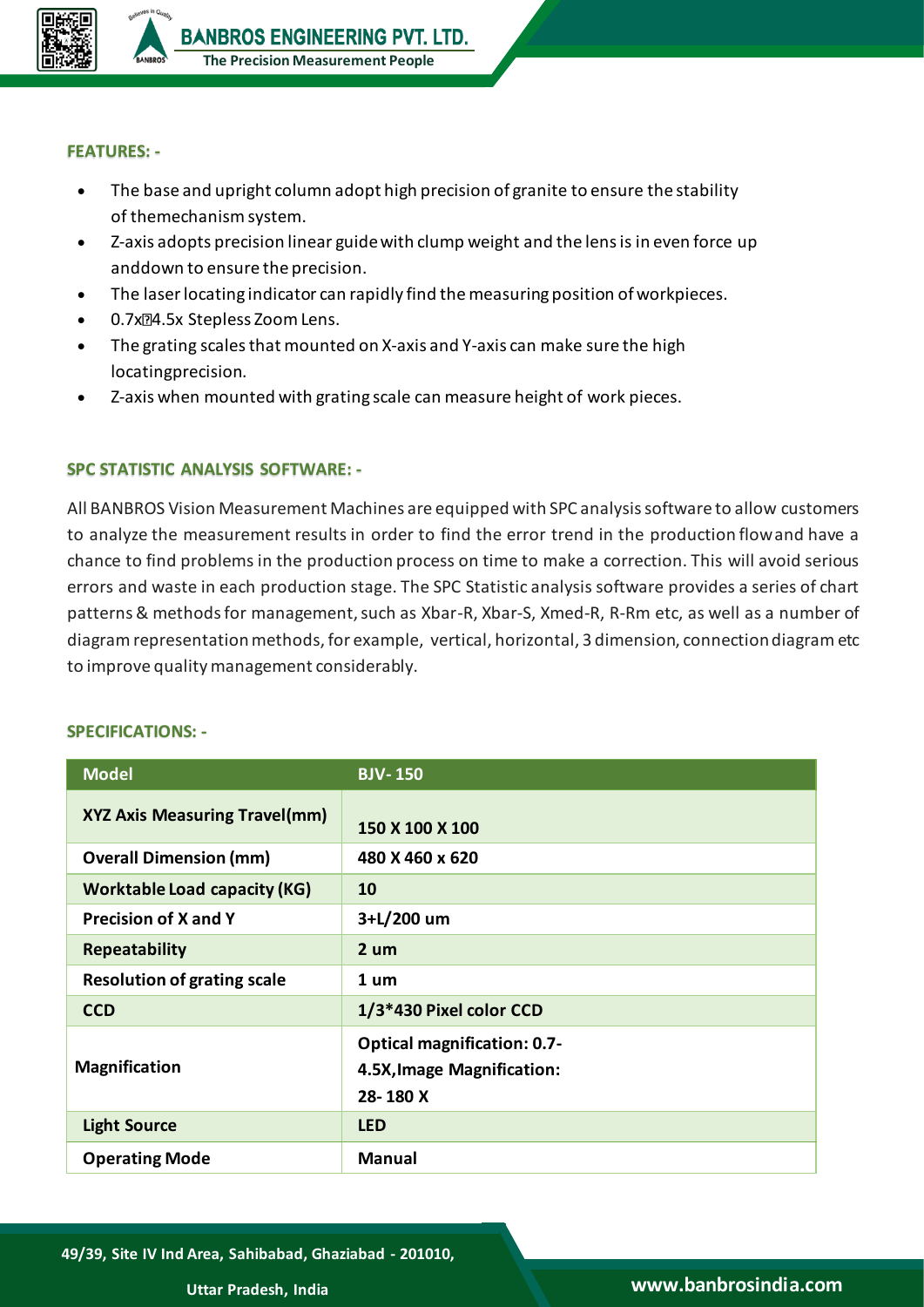## FEATURES: -

- The base and upright column adopt high precision of granite to ensure the stability of themechanism system.
- Z-axis adopts precision linear guide with clump weight and the lens is in even force up anddown to ensure the precision.
- The laser locating indicator can rapidly find the measuring position of workpieces.
- 0.7x�4.5x Stepless Zoom Lens.
- The grating scales that mounted on X-axis and Y-axis can make sure the high locatingprecision.
- Z-axis when mounted with grating scale can measure height of work pieces.

## SPC STATISTIC ANALYSIS SOFTWARE: -

All BANBROS Vision Measurement Machines are equipped with SPC analysis software to allow customers to analyze the measurement results in order to find the error trend in the production flowand have a chance to find problems in the production process on time to make a correction. This will avoid serious errors and waste in each production stage. The SPC Statistic analysis software provides a series of chart patterns & methods for management, such as Xbar-R, Xbar-S, Xmed-R, R-Rm etc, as well as a number of diagram representation methods, for example, vertical, horizontal, 3 dimension, connection diagram etc to improve quality management considerably.

## SPECIFICATIONS: -

| Model | BJV- 150 |
|---|---|
| XYZ Axis Measuring Travel(mm) | 150 X 100 X 100 |
| Overall Dimension (mm) | 480 X 460 x 620 |
| Worktable Load capacity (KG) | 10 |
| Precision of X and Y | 3+L/200 um |
| Repeatability | 2 um |
| Resolution of grating scale | 1 um |
| CCD | 1/3*430 Pixel color CCD |
| Magnification | Optical magnification: 0.7-4.5X,Image Magnification: 28- 180 X |
| Light Source | LED |
| Operating Mode | Manual |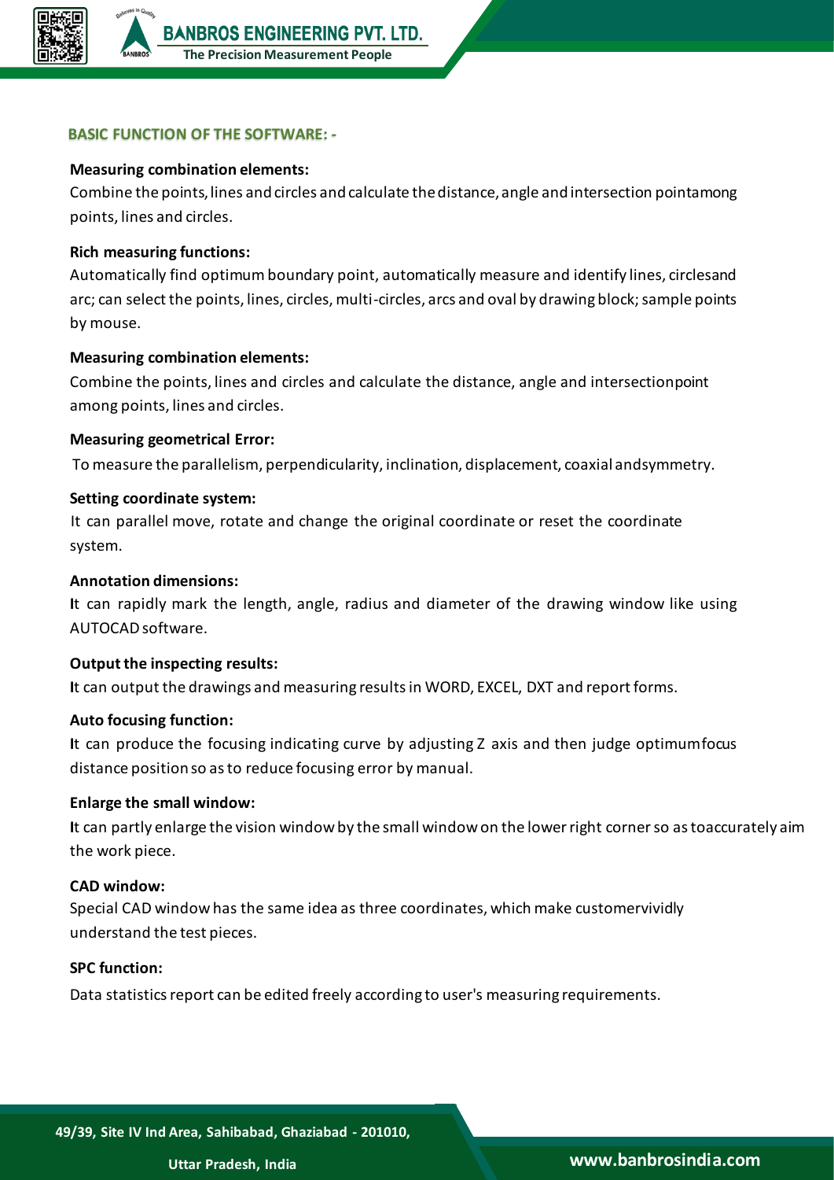## BASIC FUNCTION OF THE SOFTWARE: -

**Measuring combination elements:**

Combine the points, lines and circles and calculate the distance, angle and intersection pointamong points, lines and circles.

**Rich measuring functions:**

Automatically find optimum boundary point, automatically measure and identify lines, circlesand arc; can select the points, lines, circles, multi-circles, arcs and oval by drawing block; sample points by mouse.

**Measuring combination elements:**

Combine the points, lines and circles and calculate the distance, angle and intersectionpoint among points, lines and circles.

**Measuring geometrical Error:**

To measure the parallelism, perpendicularity, inclination, displacement, coaxial andsymmetry.

**Setting coordinate system:**

It can parallel move, rotate and change the original coordinate or reset the coordinate system.

**Annotation dimensions:**

It can rapidly mark the length, angle, radius and diameter of the drawing window like using AUTOCAD software.

**Output the inspecting results:**

It can output the drawings and measuring results in WORD, EXCEL, DXT and report forms.

**Auto focusing function:**

It can produce the focusing indicating curve by adjusting Z axis and then judge optimumfocus distance position so as to reduce focusing error by manual.

**Enlarge the small window:**

It can partly enlarge the vision window by the small window on the lower right corner so as toaccurately aim the work piece.

**CAD window:**

Special CAD window has the same idea as three coordinates, which make customervividly understand the test pieces.

**SPC function:**

Data statistics report can be edited freely according to user's measuring requirements.